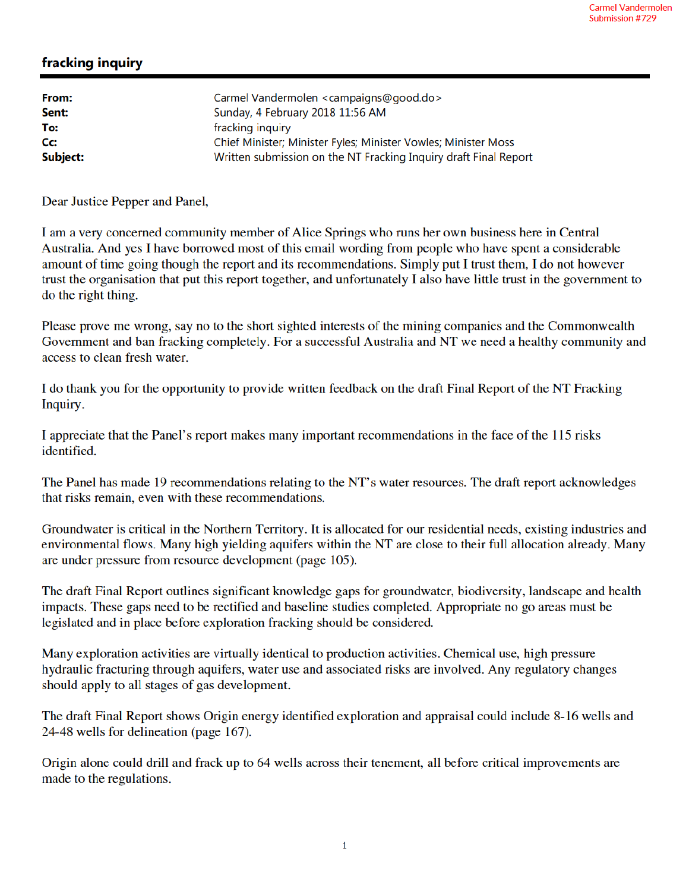Carmel Vandermolen
Submission #729

## fracking inquiry

| | |
|---|---|
| **From:** | Carmel Vandermolen <campaigns@good.do> |
| **Sent:** | Sunday, 4 February 2018 11:56 AM |
| **To:** | fracking inquiry |
| **Cc:** | Chief Minister; Minister Fyles; Minister Vowles; Minister Moss |
| **Subject:** | Written submission on the NT Fracking Inquiry draft Final Report |

Dear Justice Pepper and Panel,

I am a very concerned community member of Alice Springs who runs her own business here in Central Australia. And yes I have borrowed most of this email wording from people who have spent a considerable amount of time going though the report and its recommendations. Simply put I trust them, I do not however trust the organisation that put this report together, and unfortunately I also have little trust in the government to do the right thing.

Please prove me wrong, say no to the short sighted interests of the mining companies and the Commonwealth Government and ban fracking completely. For a successful Australia and NT we need a healthy community and access to clean fresh water.

I do thank you for the opportunity to provide written feedback on the draft Final Report of the NT Fracking Inquiry.

I appreciate that the Panel's report makes many important recommendations in the face of the 115 risks identified.

The Panel has made 19 recommendations relating to the NT's water resources. The draft report acknowledges that risks remain, even with these recommendations.

Groundwater is critical in the Northern Territory. It is allocated for our residential needs, existing industries and environmental flows. Many high yielding aquifers within the NT are close to their full allocation already. Many are under pressure from resource development (page 105).

The draft Final Report outlines significant knowledge gaps for groundwater, biodiversity, landscape and health impacts. These gaps need to be rectified and baseline studies completed. Appropriate no go areas must be legislated and in place before exploration fracking should be considered.

Many exploration activities are virtually identical to production activities. Chemical use, high pressure hydraulic fracturing through aquifers, water use and associated risks are involved. Any regulatory changes should apply to all stages of gas development.

The draft Final Report shows Origin energy identified exploration and appraisal could include 8-16 wells and 24-48 wells for delineation (page 167).

Origin alone could drill and frack up to 64 wells across their tenement, all before critical improvements are made to the regulations.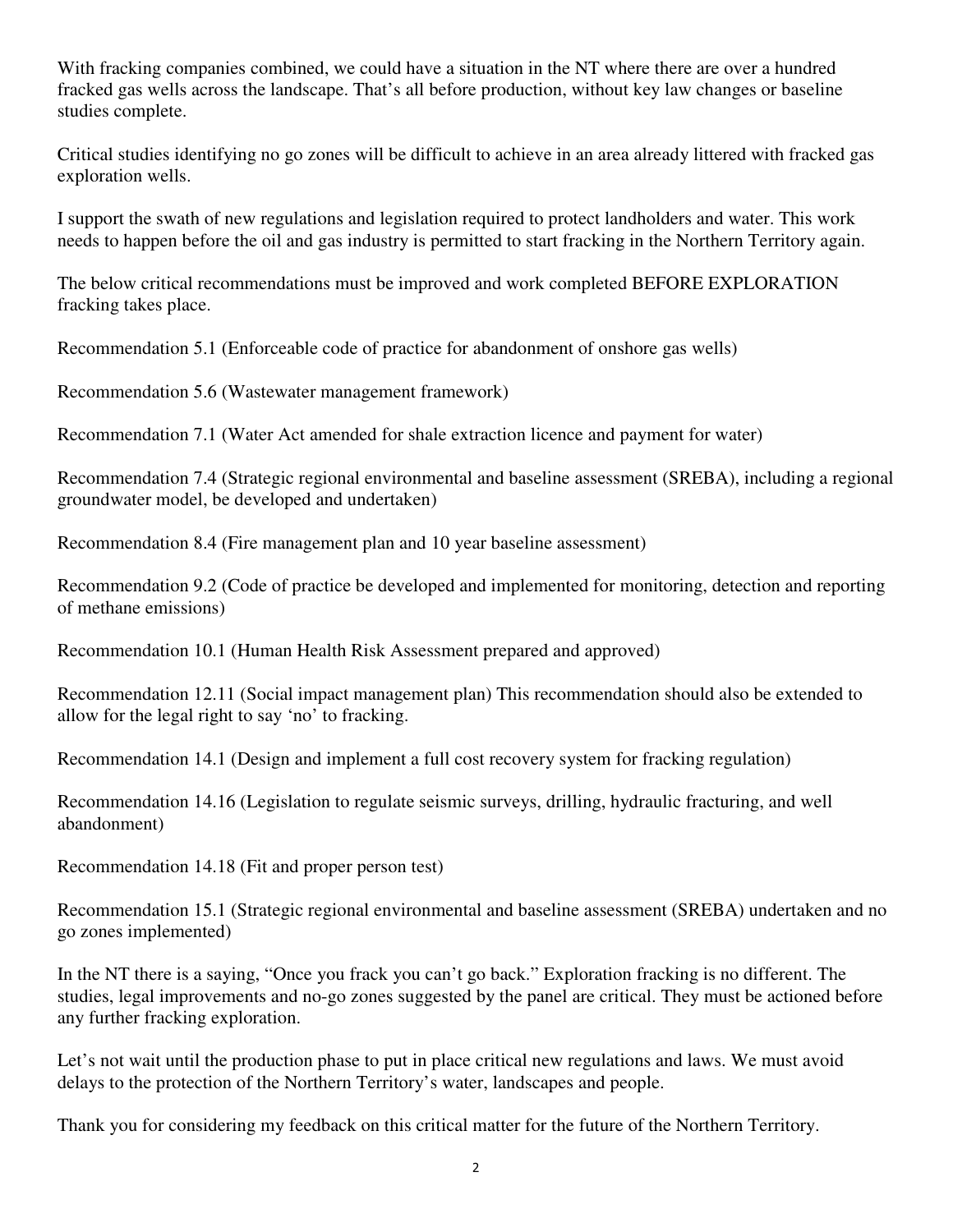With fracking companies combined, we could have a situation in the NT where there are over a hundred fracked gas wells across the landscape. That's all before production, without key law changes or baseline studies complete.

Critical studies identifying no go zones will be difficult to achieve in an area already littered with fracked gas exploration wells.

I support the swath of new regulations and legislation required to protect landholders and water. This work needs to happen before the oil and gas industry is permitted to start fracking in the Northern Territory again.

The below critical recommendations must be improved and work completed BEFORE EXPLORATION fracking takes place.

Recommendation 5.1 (Enforceable code of practice for abandonment of onshore gas wells)

Recommendation 5.6 (Wastewater management framework)

Recommendation 7.1 (Water Act amended for shale extraction licence and payment for water)

Recommendation 7.4 (Strategic regional environmental and baseline assessment (SREBA), including a regional groundwater model, be developed and undertaken)

Recommendation 8.4 (Fire management plan and 10 year baseline assessment)

Recommendation 9.2 (Code of practice be developed and implemented for monitoring, detection and reporting of methane emissions)

Recommendation 10.1 (Human Health Risk Assessment prepared and approved)

Recommendation 12.11 (Social impact management plan) This recommendation should also be extended to allow for the legal right to say 'no' to fracking.

Recommendation 14.1 (Design and implement a full cost recovery system for fracking regulation)

Recommendation 14.16 (Legislation to regulate seismic surveys, drilling, hydraulic fracturing, and well abandonment)

Recommendation 14.18 (Fit and proper person test)

Recommendation 15.1 (Strategic regional environmental and baseline assessment (SREBA) undertaken and no go zones implemented)

In the NT there is a saying, "Once you frack you can't go back." Exploration fracking is no different. The studies, legal improvements and no-go zones suggested by the panel are critical. They must be actioned before any further fracking exploration.

Let's not wait until the production phase to put in place critical new regulations and laws. We must avoid delays to the protection of the Northern Territory's water, landscapes and people.

Thank you for considering my feedback on this critical matter for the future of the Northern Territory.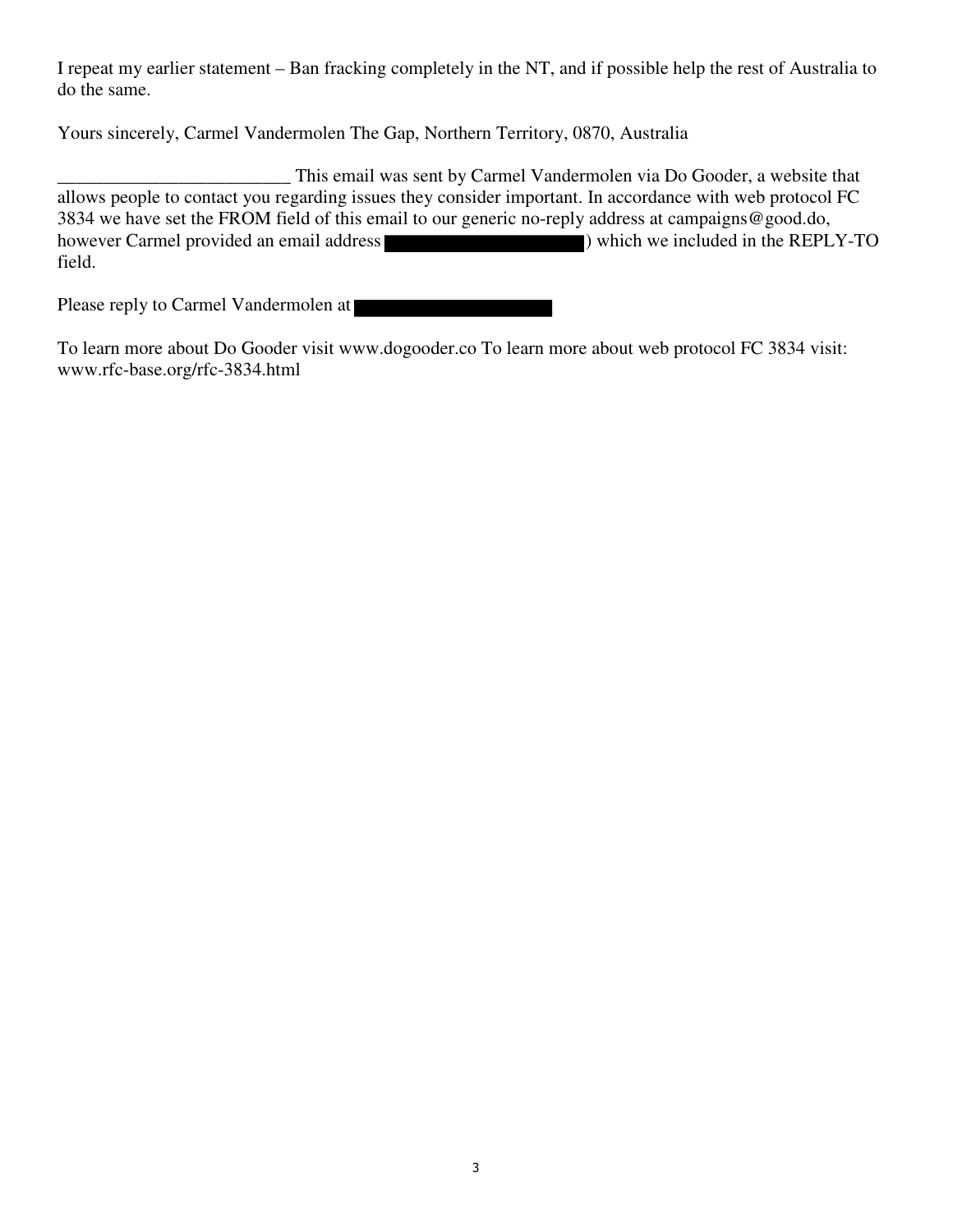I repeat my earlier statement – Ban fracking completely in the NT, and if possible help the rest of Australia to do the same.

Yours sincerely, Carmel Vandermolen The Gap, Northern Territory, 0870, Australia

________________________ This email was sent by Carmel Vandermolen via Do Gooder, a website that allows people to contact you regarding issues they consider important. In accordance with web protocol FC 3834 we have set the FROM field of this email to our generic no-reply address at campaigns@good.do, however Carmel provided an email address ████████████) which we included in the REPLY-TO field.

Please reply to Carmel Vandermolen at ████████████

To learn more about Do Gooder visit www.dogooder.co To learn more about web protocol FC 3834 visit: www.rfc-base.org/rfc-3834.html